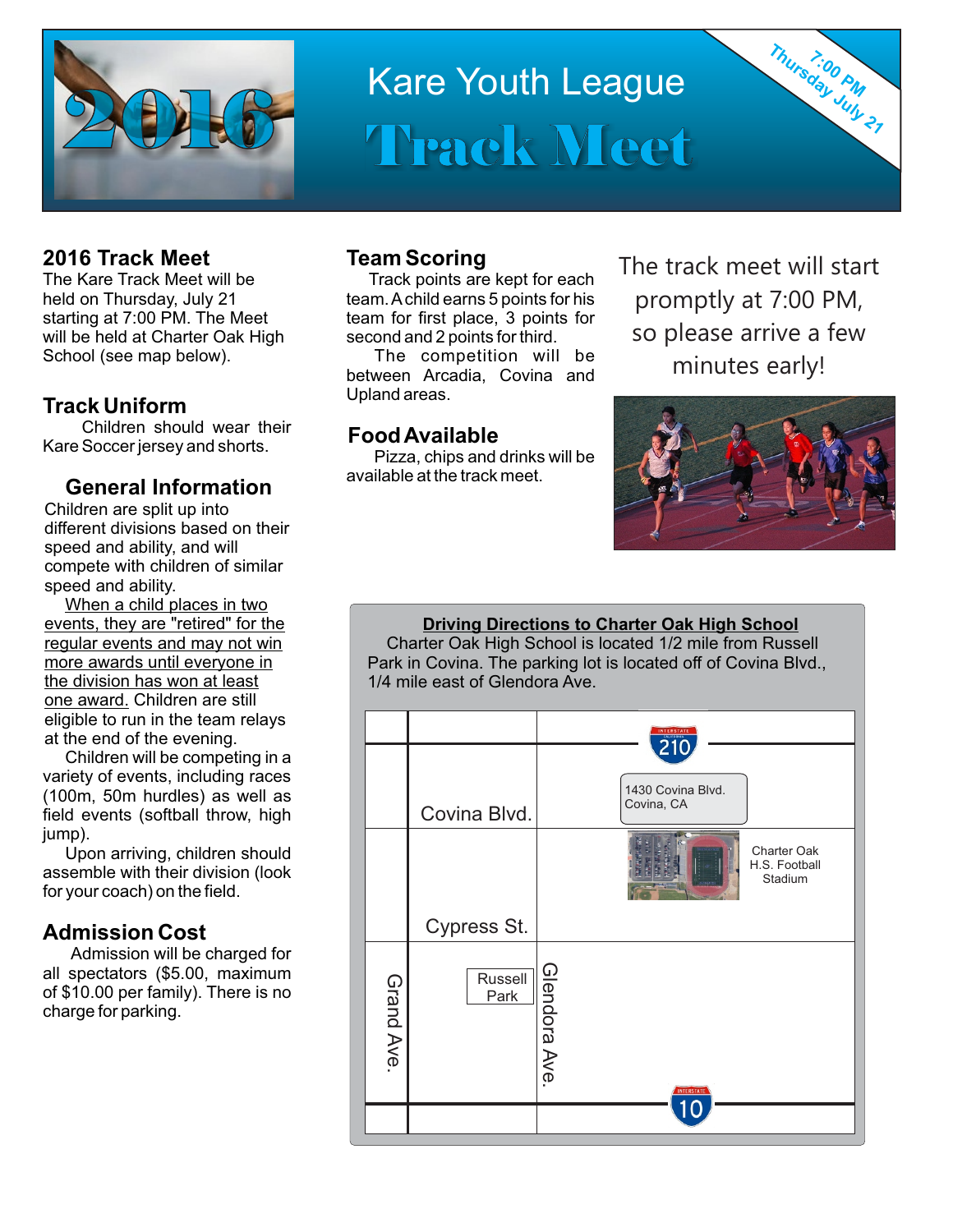# Kare Youth League

# Track Meet

2016

7:00 PM Thursday July 21

## 2016 Track Meet

The Kare Track Meet will be held on Thursday, July 21 starting at 7:00 PM. The Meet will be held at Charter Oak High School (see map below).

## Track Uniform

Children should wear their Kare Soccer jersey and shorts.

## General Information

Children are split up into different divisions based on their speed and ability, and will compete with children of similar speed and ability.

When a child places in two events, they are "retired" for the regular events and may not win more awards until everyone in the division has won at least one award. Children are still eligible to run in the team relays at the end of the evening.

Children will be competing in a variety of events, including races (100m, 50m hurdles) as well as field events (softball throw, high jump).

Upon arriving, children should assemble with their division (look for your coach) on the field.

## Admission Cost

Admission will be charged for all spectators ($5.00, maximum of $10.00 per family). There is no charge for parking.

## Team Scoring

Track points are kept for each team. A child earns 5 points for his team for first place, 3 points for second and 2 points for third.

The competition will be between Arcadia, Covina and Upland areas.

## Food Available

Pizza, chips and drinks will be available at the track meet.

The track meet will start promptly at 7:00 PM, so please arrive a few minutes early!

**Driving Directions to Charter Oak High School**

Charter Oak High School is located 1/2 mile from Russell Park in Covina. The parking lot is located off of Covina Blvd., 1/4 mile east of Glendora Ave.

Interstate 210

1430 Covina Blvd.
Covina, CA

Covina Blvd.

Charter Oak H.S. Football Stadium

Cypress St.

Russell Park

Grand Ave.

Glendora Ave.

Interstate 10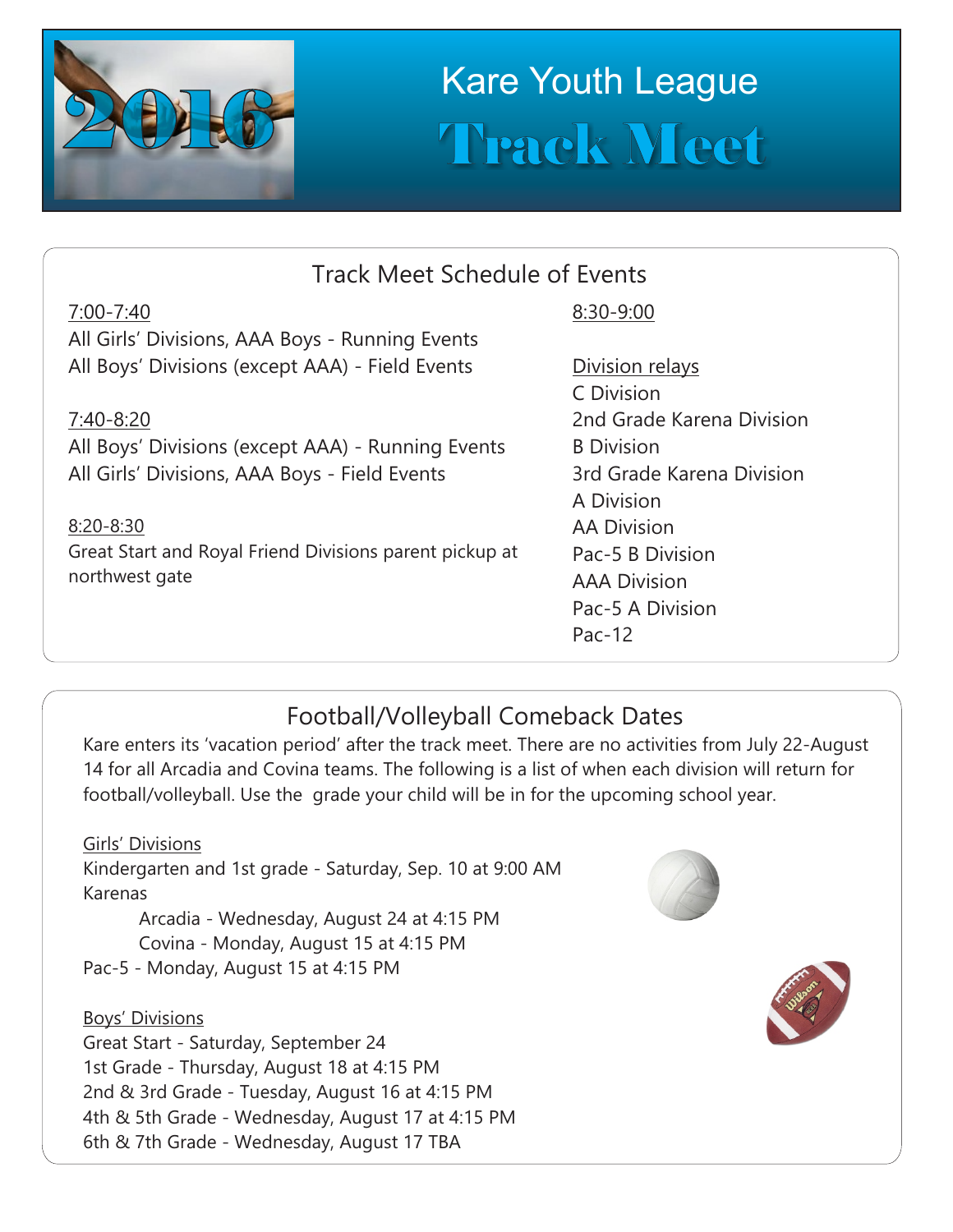# Kare Youth League

# Track Meet

## Track Meet Schedule of Events

7:00-7:40

All Girls' Divisions, AAA Boys - Running Events
All Boys' Divisions (except AAA) - Field Events

7:40-8:20

All Boys' Divisions (except AAA) - Running Events
All Girls' Divisions, AAA Boys - Field Events

8:20-8:30

Great Start and Royal Friend Divisions parent pickup at northwest gate

8:30-9:00

Division relays

C Division
2nd Grade Karena Division
B Division
3rd Grade Karena Division
A Division
AA Division
Pac-5 B Division
AAA Division
Pac-5 A Division
Pac-12

## Football/Volleyball Comeback Dates

Kare enters its 'vacation period' after the track meet. There are no activities from July 22-August 14 for all Arcadia and Covina teams. The following is a list of when each division will return for football/volleyball. Use the grade your child will be in for the upcoming school year.

Girls' Divisions

Kindergarten and 1st grade - Saturday, Sep. 10 at 9:00 AM
Karenas
- Arcadia - Wednesday, August 24 at 4:15 PM
- Covina - Monday, August 15 at 4:15 PM

Pac-5 - Monday, August 15 at 4:15 PM

Boys' Divisions

Great Start - Saturday, September 24
1st Grade - Thursday, August 18 at 4:15 PM
2nd & 3rd Grade - Tuesday, August 16 at 4:15 PM
4th & 5th Grade - Wednesday, August 17 at 4:15 PM
6th & 7th Grade - Wednesday, August 17 TBA